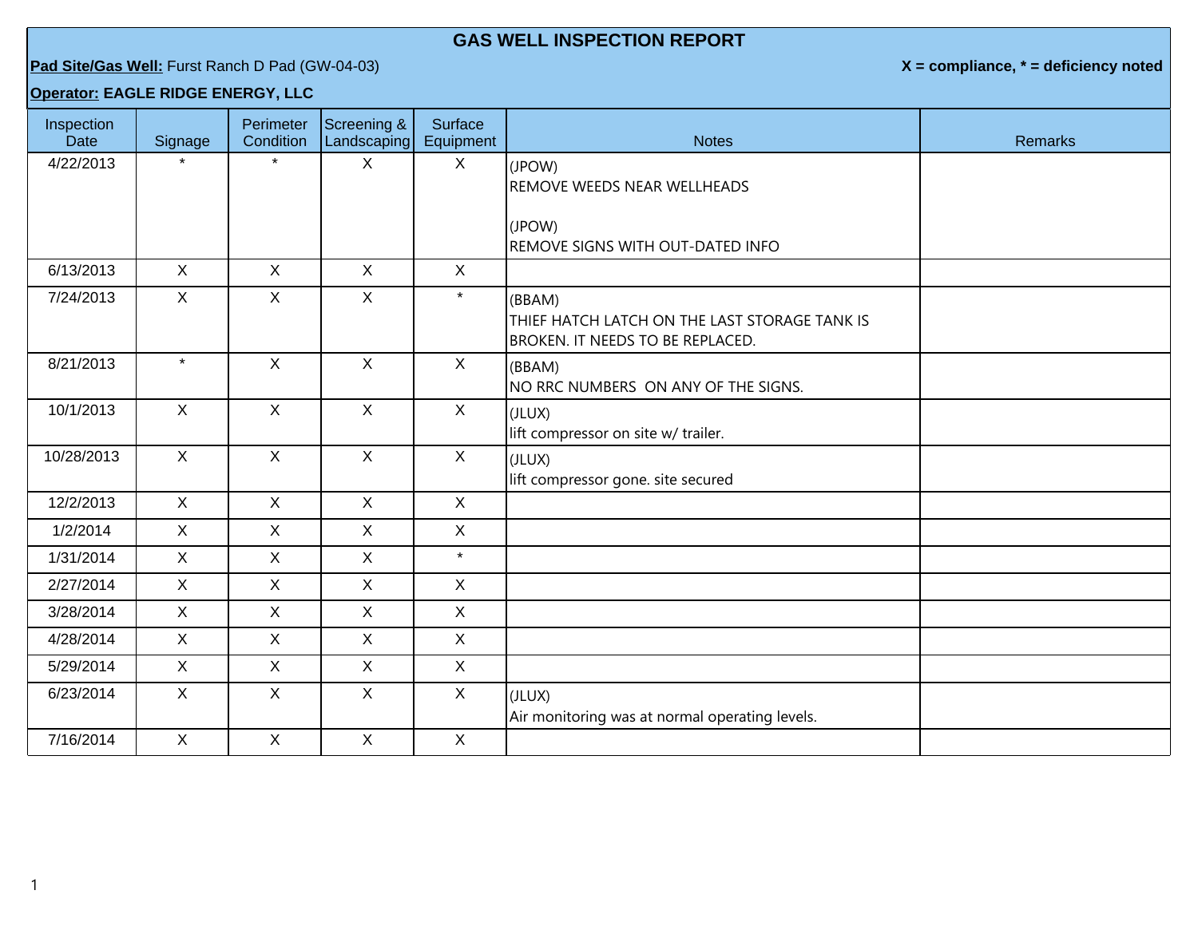# GAS WELL INSPECTION REPORT

**Pad Site/Gas Well:** Furst Ranch D Pad (GW-04-03)

**X = compliance, * = deficiency noted**

**Operator: EAGLE RIDGE ENERGY, LLC**

| Inspection Date | Signage | Perimeter Condition | Screening & Landscaping | Surface Equipment | Notes | Remarks |
|---|---|---|---|---|---|---|
| 4/22/2013 | * | * | X | X | (JPOW)<br>REMOVE WEEDS NEAR WELLHEADS<br><br>(JPOW)<br>REMOVE SIGNS WITH OUT-DATED INFO | |
| 6/13/2013 | X | X | X | X | | |
| 7/24/2013 | X | X | X | * | (BBAM)<br>THIEF HATCH LATCH ON THE LAST STORAGE TANK IS BROKEN. IT NEEDS TO BE REPLACED. | |
| 8/21/2013 | * | X | X | X | (BBAM)<br>NO RRC NUMBERS ON ANY OF THE SIGNS. | |
| 10/1/2013 | X | X | X | X | (JLUX)<br>lift compressor on site w/ trailer. | |
| 10/28/2013 | X | X | X | X | (JLUX)<br>lift compressor gone. site secured | |
| 12/2/2013 | X | X | X | X | | |
| 1/2/2014 | X | X | X | X | | |
| 1/31/2014 | X | X | X | * | | |
| 2/27/2014 | X | X | X | X | | |
| 3/28/2014 | X | X | X | X | | |
| 4/28/2014 | X | X | X | X | | |
| 5/29/2014 | X | X | X | X | | |
| 6/23/2014 | X | X | X | X | (JLUX)<br>Air monitoring was at normal operating levels. | |
| 7/16/2014 | X | X | X | X | | |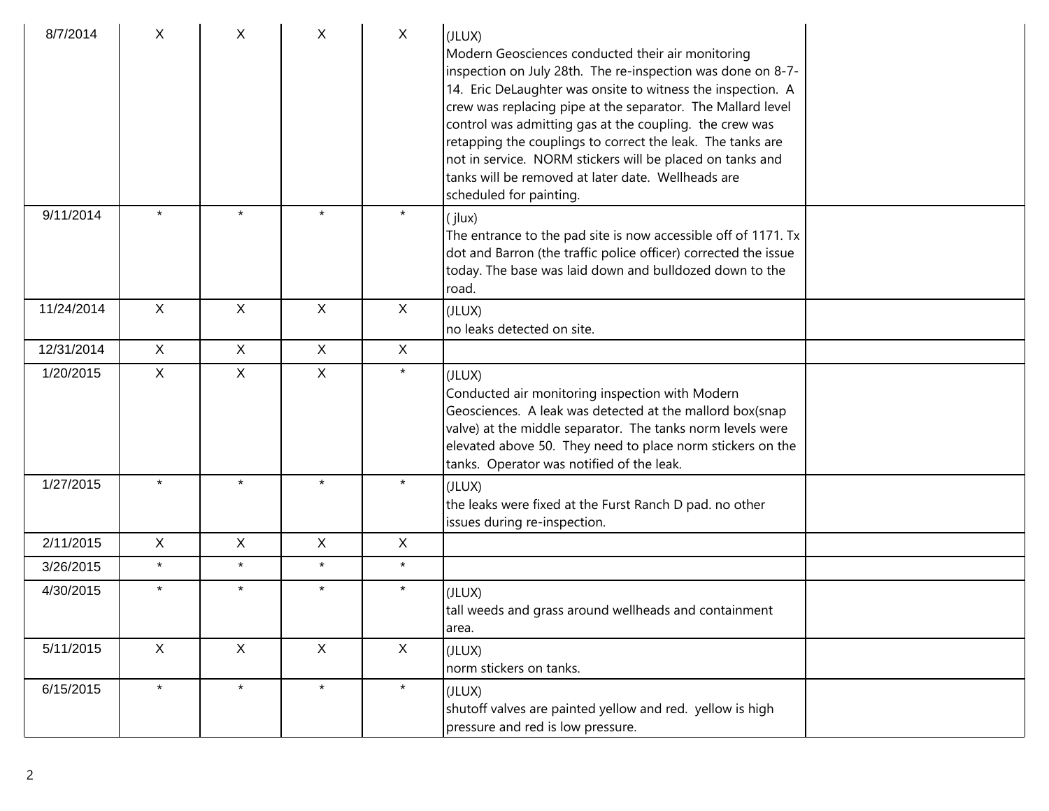| | | | | | | |
|---|---|---|---|---|---|---|
| 8/7/2014 | X | X | X | X | (JLUX)<br>Modern Geosciences conducted their air monitoring inspection on July 28th. The re-inspection was done on 8-7-14. Eric DeLaughter was onsite to witness the inspection. A crew was replacing pipe at the separator. The Mallard level control was admitting gas at the coupling. the crew was retapping the couplings to correct the leak. The tanks are not in service. NORM stickers will be placed on tanks and tanks will be removed at later date. Wellheads are scheduled for painting. | |
| 9/11/2014 | * | * | * | * | ( jlux)<br>The entrance to the pad site is now accessible off of 1171. Tx dot and Barron (the traffic police officer) corrected the issue today. The base was laid down and bulldozed down to the road. | |
| 11/24/2014 | X | X | X | X | (JLUX)<br>no leaks detected on site. | |
| 12/31/2014 | X | X | X | X | | |
| 1/20/2015 | X | X | X | * | (JLUX)<br>Conducted air monitoring inspection with Modern Geosciences. A leak was detected at the mallord box(snap valve) at the middle separator. The tanks norm levels were elevated above 50. They need to place norm stickers on the tanks. Operator was notified of the leak. | |
| 1/27/2015 | * | * | * | * | (JLUX)<br>the leaks were fixed at the Furst Ranch D pad. no other issues during re-inspection. | |
| 2/11/2015 | X | X | X | X | | |
| 3/26/2015 | * | * | * | * | | |
| 4/30/2015 | * | * | * | * | (JLUX)<br>tall weeds and grass around wellheads and containment area. | |
| 5/11/2015 | X | X | X | X | (JLUX)<br>norm stickers on tanks. | |
| 6/15/2015 | * | * | * | * | (JLUX)<br>shutoff valves are painted yellow and red. yellow is high pressure and red is low pressure. | |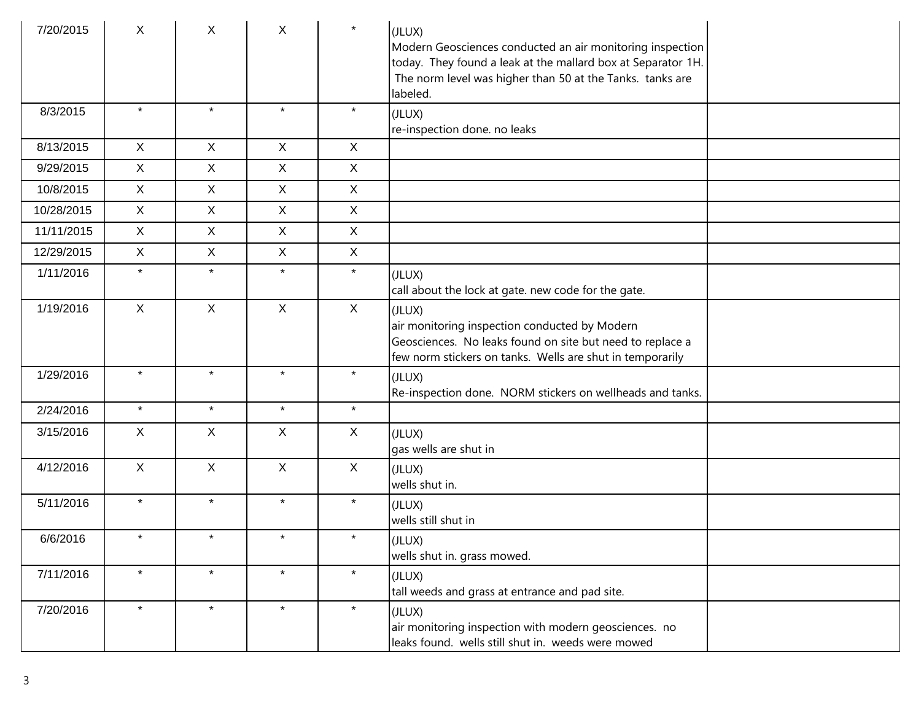| | | | | | | |
|---|---|---|---|---|---|---|
| 7/20/2015 | X | X | X | * | (JLUX)<br>Modern Geosciences conducted an air monitoring inspection today. They found a leak at the mallard box at Separator 1H. The norm level was higher than 50 at the Tanks. tanks are labeled. | |
| 8/3/2015 | * | * | * | * | (JLUX)<br>re-inspection done. no leaks | |
| 8/13/2015 | X | X | X | X | | |
| 9/29/2015 | X | X | X | X | | |
| 10/8/2015 | X | X | X | X | | |
| 10/28/2015 | X | X | X | X | | |
| 11/11/2015 | X | X | X | X | | |
| 12/29/2015 | X | X | X | X | | |
| 1/11/2016 | * | * | * | * | (JLUX)<br>call about the lock at gate. new code for the gate. | |
| 1/19/2016 | X | X | X | X | (JLUX)<br>air monitoring inspection conducted by Modern Geosciences. No leaks found on site but need to replace a few norm stickers on tanks. Wells are shut in temporarily | |
| 1/29/2016 | * | * | * | * | (JLUX)<br>Re-inspection done. NORM stickers on wellheads and tanks. | |
| 2/24/2016 | * | * | * | * | | |
| 3/15/2016 | X | X | X | X | (JLUX)<br>gas wells are shut in | |
| 4/12/2016 | X | X | X | X | (JLUX)<br>wells shut in. | |
| 5/11/2016 | * | * | * | * | (JLUX)<br>wells still shut in | |
| 6/6/2016 | * | * | * | * | (JLUX)<br>wells shut in. grass mowed. | |
| 7/11/2016 | * | * | * | * | (JLUX)<br>tall weeds and grass at entrance and pad site. | |
| 7/20/2016 | * | * | * | * | (JLUX)<br>air monitoring inspection with modern geosciences. no leaks found. wells still shut in. weeds were mowed | |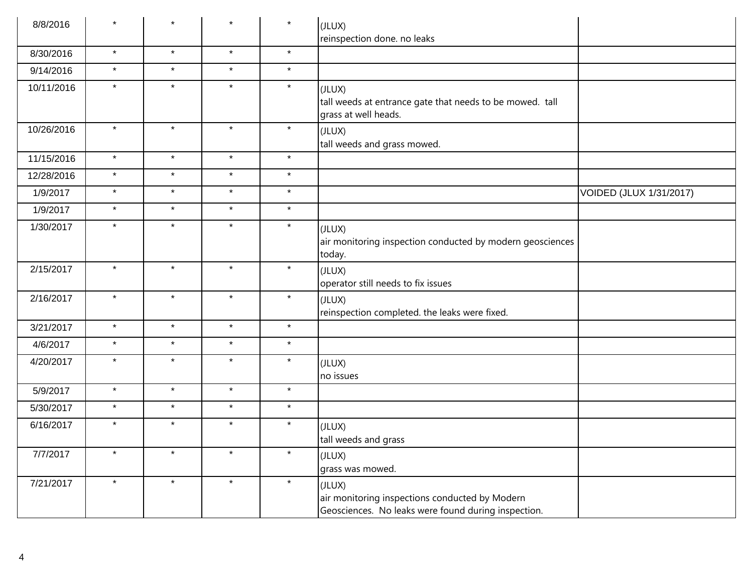| | | | | | | |
|---|---|---|---|---|---|---|
| 8/8/2016 | * | * | * | * | (JLUX)<br>reinspection done. no leaks | |
| 8/30/2016 | * | * | * | * | | |
| 9/14/2016 | * | * | * | * | | |
| 10/11/2016 | * | * | * | * | (JLUX)<br>tall weeds at entrance gate that needs to be mowed. tall grass at well heads. | |
| 10/26/2016 | * | * | * | * | (JLUX)<br>tall weeds and grass mowed. | |
| 11/15/2016 | * | * | * | * | | |
| 12/28/2016 | * | * | * | * | | |
| 1/9/2017 | * | * | * | * | | VOIDED (JLUX 1/31/2017) |
| 1/9/2017 | * | * | * | * | | |
| 1/30/2017 | * | * | * | * | (JLUX)<br>air monitoring inspection conducted by modern geosciences today. | |
| 2/15/2017 | * | * | * | * | (JLUX)<br>operator still needs to fix issues | |
| 2/16/2017 | * | * | * | * | (JLUX)<br>reinspection completed. the leaks were fixed. | |
| 3/21/2017 | * | * | * | * | | |
| 4/6/2017 | * | * | * | * | | |
| 4/20/2017 | * | * | * | * | (JLUX)<br>no issues | |
| 5/9/2017 | * | * | * | * | | |
| 5/30/2017 | * | * | * | * | | |
| 6/16/2017 | * | * | * | * | (JLUX)<br>tall weeds and grass | |
| 7/7/2017 | * | * | * | * | (JLUX)<br>grass was mowed. | |
| 7/21/2017 | * | * | * | * | (JLUX)<br>air monitoring inspections conducted by Modern Geosciences. No leaks were found during inspection. | |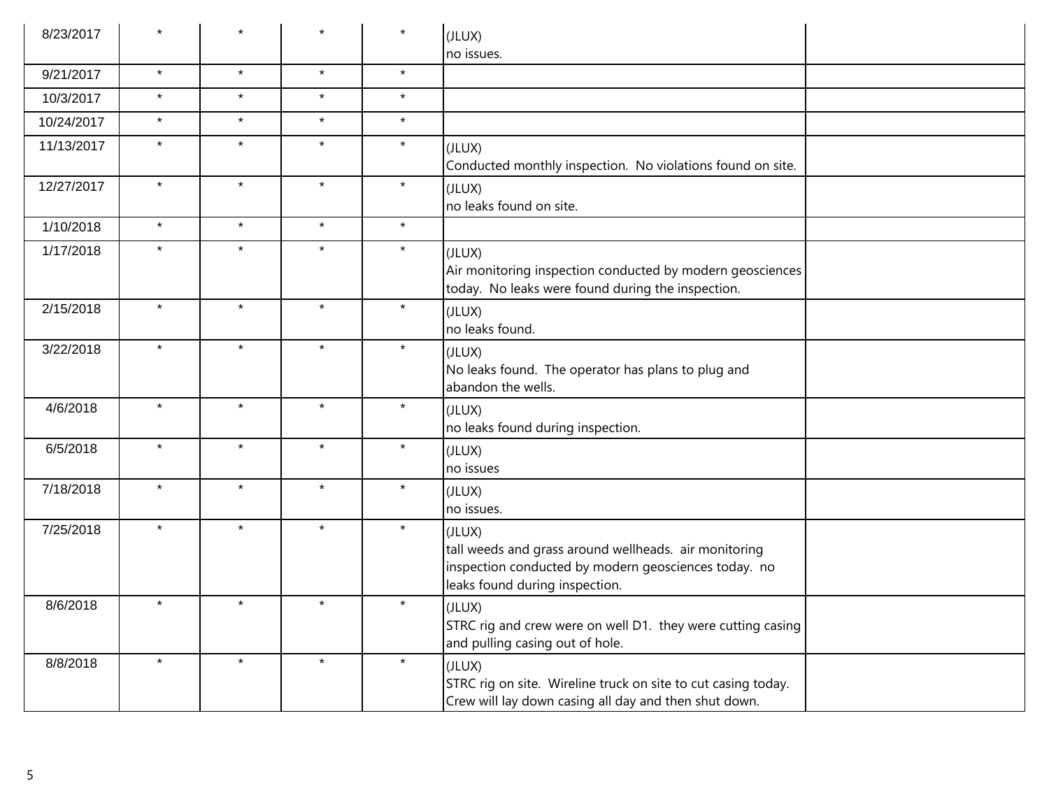| | | | | | | |
|---|---|---|---|---|---|---|
| 8/23/2017 | * | * | * | * | (JLUX)<br>no issues. | |
| 9/21/2017 | * | * | * | * | | |
| 10/3/2017 | * | * | * | * | | |
| 10/24/2017 | * | * | * | * | | |
| 11/13/2017 | * | * | * | * | (JLUX)<br>Conducted monthly inspection. No violations found on site. | |
| 12/27/2017 | * | * | * | * | (JLUX)<br>no leaks found on site. | |
| 1/10/2018 | * | * | * | * | | |
| 1/17/2018 | * | * | * | * | (JLUX)<br>Air monitoring inspection conducted by modern geosciences today. No leaks were found during the inspection. | |
| 2/15/2018 | * | * | * | * | (JLUX)<br>no leaks found. | |
| 3/22/2018 | * | * | * | * | (JLUX)<br>No leaks found. The operator has plans to plug and abandon the wells. | |
| 4/6/2018 | * | * | * | * | (JLUX)<br>no leaks found during inspection. | |
| 6/5/2018 | * | * | * | * | (JLUX)<br>no issues | |
| 7/18/2018 | * | * | * | * | (JLUX)<br>no issues. | |
| 7/25/2018 | * | * | * | * | (JLUX)<br>tall weeds and grass around wellheads. air monitoring inspection conducted by modern geosciences today. no leaks found during inspection. | |
| 8/6/2018 | * | * | * | * | (JLUX)<br>STRC rig and crew were on well D1. they were cutting casing and pulling casing out of hole. | |
| 8/8/2018 | * | * | * | * | (JLUX)<br>STRC rig on site. Wireline truck on site to cut casing today. Crew will lay down casing all day and then shut down. | |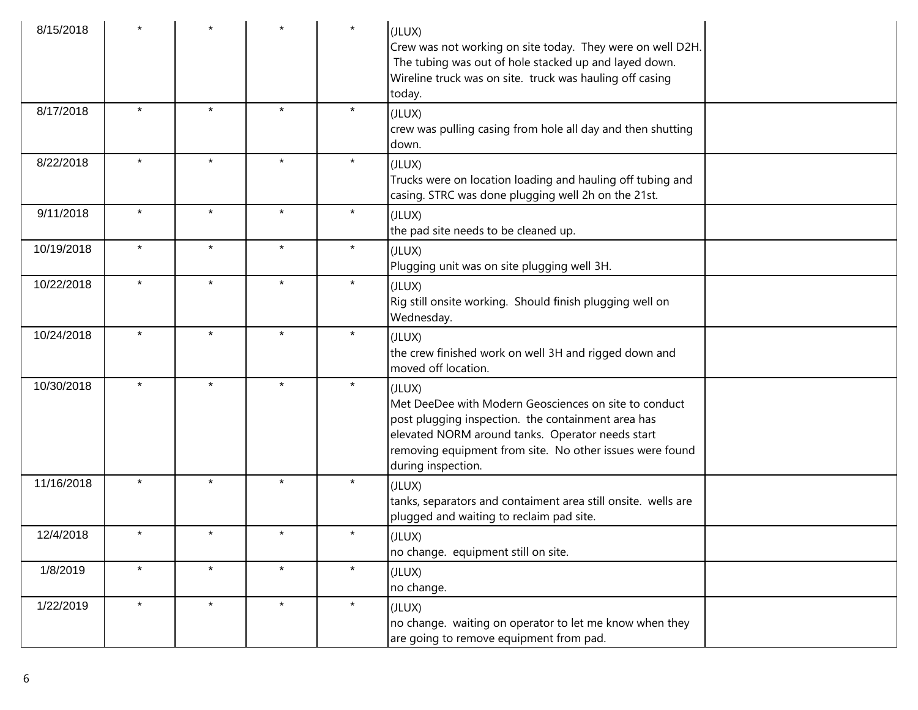| | | | | | | |
|---|---|---|---|---|---|---|
| 8/15/2018 | * | * | * | * | (JLUX)<br>Crew was not working on site today. They were on well D2H. The tubing was out of hole stacked up and layed down. Wireline truck was on site. truck was hauling off casing today. | |
| 8/17/2018 | * | * | * | * | (JLUX)<br>crew was pulling casing from hole all day and then shutting down. | |
| 8/22/2018 | * | * | * | * | (JLUX)<br>Trucks were on location loading and hauling off tubing and casing. STRC was done plugging well 2h on the 21st. | |
| 9/11/2018 | * | * | * | * | (JLUX)<br>the pad site needs to be cleaned up. | |
| 10/19/2018 | * | * | * | * | (JLUX)<br>Plugging unit was on site plugging well 3H. | |
| 10/22/2018 | * | * | * | * | (JLUX)<br>Rig still onsite working. Should finish plugging well on Wednesday. | |
| 10/24/2018 | * | * | * | * | (JLUX)<br>the crew finished work on well 3H and rigged down and moved off location. | |
| 10/30/2018 | * | * | * | * | (JLUX)<br>Met DeeDee with Modern Geosciences on site to conduct post plugging inspection. the containment area has elevated NORM around tanks. Operator needs start removing equipment from site. No other issues were found during inspection. | |
| 11/16/2018 | * | * | * | * | (JLUX)<br>tanks, separators and contaiment area still onsite. wells are plugged and waiting to reclaim pad site. | |
| 12/4/2018 | * | * | * | * | (JLUX)<br>no change. equipment still on site. | |
| 1/8/2019 | * | * | * | * | (JLUX)<br>no change. | |
| 1/22/2019 | * | * | * | * | (JLUX)<br>no change. waiting on operator to let me know when they are going to remove equipment from pad. | |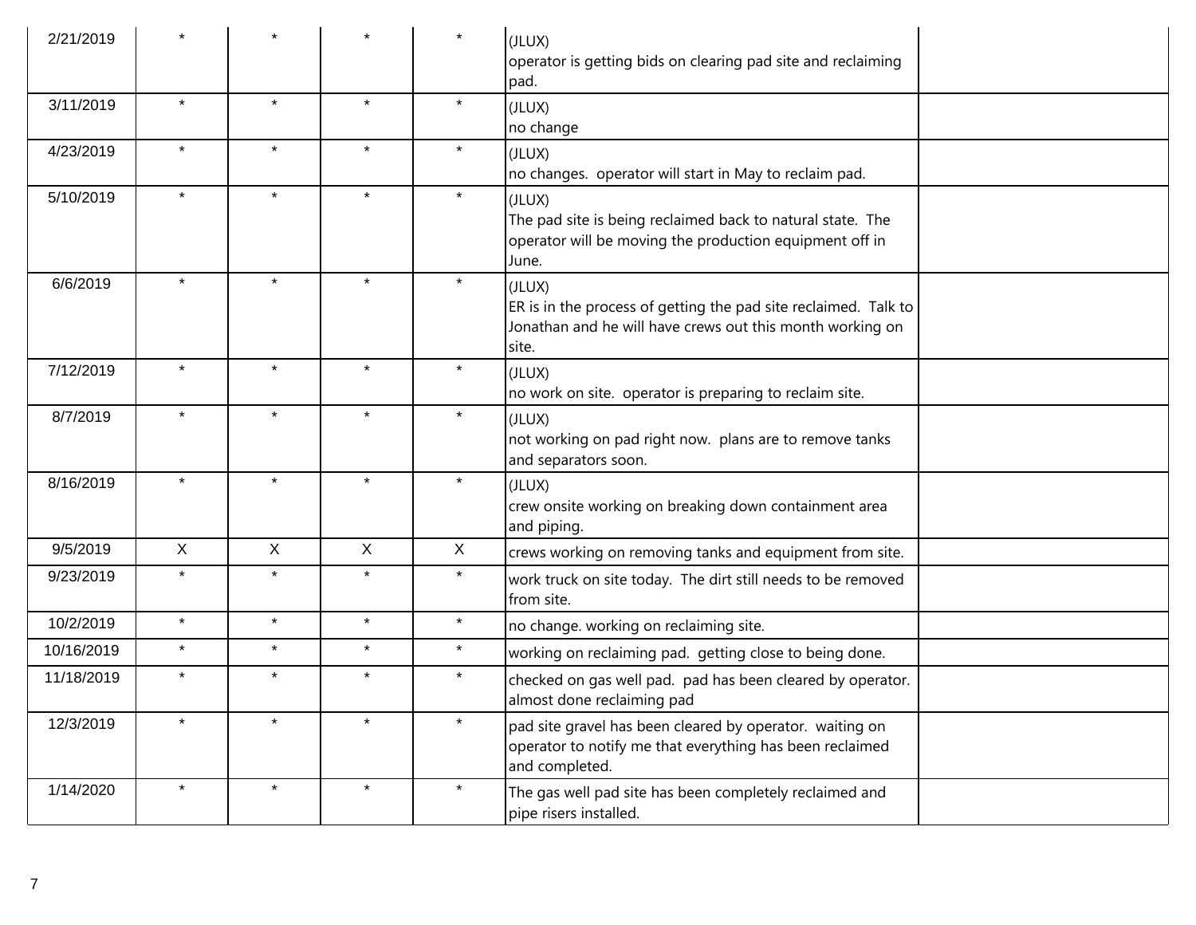| | | | | | | |
|---|---|---|---|---|---|---|
| 2/21/2019 | * | * | * | * | (JLUX)<br>operator is getting bids on clearing pad site and reclaiming pad. | |
| 3/11/2019 | * | * | * | * | (JLUX)<br>no change | |
| 4/23/2019 | * | * | * | * | (JLUX)<br>no changes. operator will start in May to reclaim pad. | |
| 5/10/2019 | * | * | * | * | (JLUX)<br>The pad site is being reclaimed back to natural state. The operator will be moving the production equipment off in June. | |
| 6/6/2019 | * | * | * | * | (JLUX)<br>ER is in the process of getting the pad site reclaimed. Talk to Jonathan and he will have crews out this month working on site. | |
| 7/12/2019 | * | * | * | * | (JLUX)<br>no work on site. operator is preparing to reclaim site. | |
| 8/7/2019 | * | * | * | * | (JLUX)<br>not working on pad right now. plans are to remove tanks and separators soon. | |
| 8/16/2019 | * | * | * | * | (JLUX)<br>crew onsite working on breaking down containment area and piping. | |
| 9/5/2019 | X | X | X | X | crews working on removing tanks and equipment from site. | |
| 9/23/2019 | * | * | * | * | work truck on site today. The dirt still needs to be removed from site. | |
| 10/2/2019 | * | * | * | * | no change. working on reclaiming site. | |
| 10/16/2019 | * | * | * | * | working on reclaiming pad. getting close to being done. | |
| 11/18/2019 | * | * | * | * | checked on gas well pad. pad has been cleared by operator. almost done reclaiming pad | |
| 12/3/2019 | * | * | * | * | pad site gravel has been cleared by operator. waiting on operator to notify me that everything has been reclaimed and completed. | |
| 1/14/2020 | * | * | * | * | The gas well pad site has been completely reclaimed and pipe risers installed. | |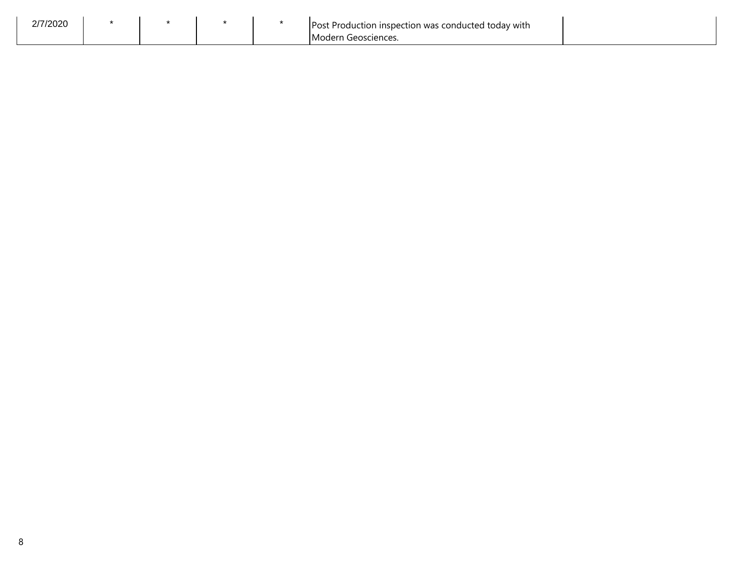| | | | | | | |
|---|---|---|---|---|---|---|
| 2/7/2020 | * | * | * | * | Post Production inspection was conducted today with Modern Geosciences. | |